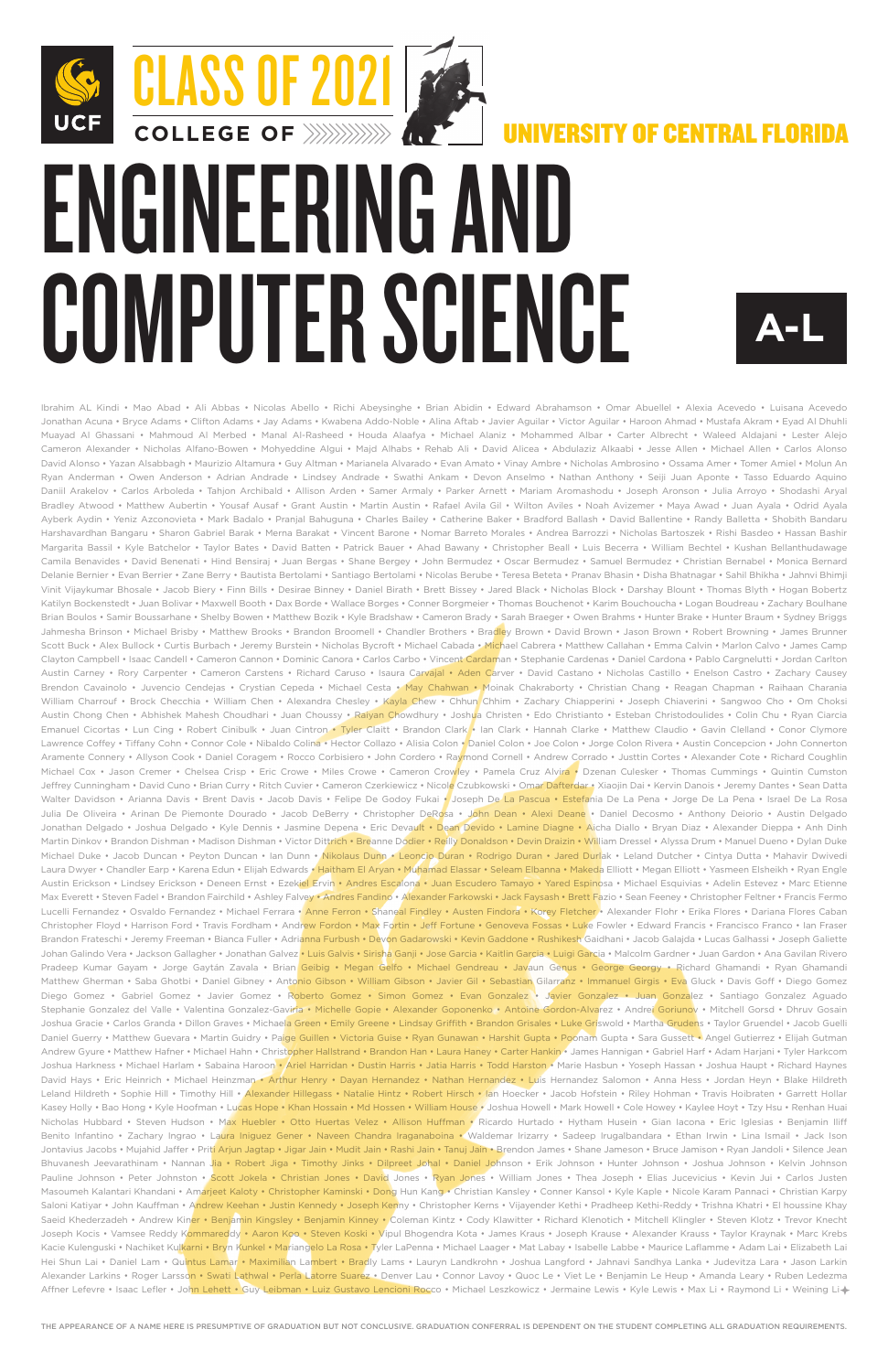# CLASS OF 2021

COLLEGE OF

UNIVERSITY OF CENTRAL FLORIDA

# ENGINEERING AND COMPUTER SCIENCE

## A-L

Ibrahim AL Kindi • Mao Abad • Ali Abbas • Nicolas Abello • Richi Abeysinghe • Brian Abidin • Edward Abrahamson • Omar Abuellel • Alexia Acevedo • Luisana Acevedo • Jonathan Acuna • Bryce Adams • Clifton Adams • Jay Adams • Kwabena Addo-Noble • Alina Aftab • Javier Aguilar • Victor Aguilar • Haroon Ahmad • Mustafa Akram • Eyad Al Dhuhli • Muayad Al Ghassani • Mahmoud Al Merbed • Manal Al-Rasheed • Houda Alaafya • Michael Alaniz • Mohammed Albar • Carter Albrecht • Waleed Aldajani • Lester Alejo • Cameron Alexander • Nicholas Alfano-Bowen • Mohyeddine Algui • Majd Alhabs • Rehab Ali • David Alicea • Abdulaziz Alkaabi • Jesse Allen • Michael Allen • Carlos Alonso • David Alonso • Yazan Alsabbagh • Maurizio Altamura • Guy Altman • Marianela Alvarado • Evan Amato • Vinay Ambre • Nicholas Ambrosino • Ossama Amer • Tomer Amiel • Molun An • Ryan Anderman • Owen Anderson • Adrian Andrade • Lindsey Andrade • Swathi Ankam • Devon Anselmo • Nathan Anthony • Seiji Juan Aponte • Tasso Eduardo Aquino • Daniil Arakelov • Carlos Arboleda • Tahjon Archibald • Allison Arden • Samer Armaly • Parker Arnett • Mariam Aromashodu • Joseph Aronson • Julia Arroyo • Shodashi Aryal • Bradley Atwood • Matthew Aubertin • Yousaf Ausaf • Grant Austin • Martin Austin • Rafael Avila Gil • Wilton Aviles • Noah Avizemer • Maya Awad • Juan Ayala • Odrid Ayala • Ayberk Aydin • Yeniz Azconovieta • Mark Badalo • Pranjal Bahuguna • Charles Bailey • Catherine Baker • Bradford Ballash • David Ballentine • Randy Balletta • Shobith Bandaru • Harshavardhan Bangaru • Sharon Gabriel Barak • Merna Barakat • Vincent Barone • Nomar Barreto Morales • Andrea Barrozzi • Nicholas Bartoszek • Rishi Basdeo • Hassan Bashir • Margarita Bassil • Kyle Batchelor • Taylor Bates • David Batten • Patrick Bauer • Ahad Bawany • Christopher Beall • Luis Becerra • William Bechtel • Kushan Bellanthudawage • Camila Benavides • David Benenati • Hind Bensiraj • Juan Bergas • Shane Bergey • John Bermudez • Oscar Bermudez • Samuel Bermudez • Christian Bernabel • Monica Bernard • Delanie Bernier • Evan Berrier • Zane Berry • Bautista Bertolami • Santiago Bertolami • Nicolas Berube • Teresa Beteta • Pranav Bhasin • Disha Bhatnagar • Sahil Bhikha • Jahnvi Bhimji • Vinit Vijaykumar Bhosale • Jacob Biery • Finn Bills • Desirae Binney • Daniel Birath • Brett Bissey • Jared Black • Nicholas Block • Darshay Blount • Thomas Blyth • Hogan Bobertz • Katilyn Bockenstedt • Juan Bolivar • Maxwell Booth • Dax Borde • Wallace Borges • Conner Borgmeier • Thomas Bouchenot • Karim Bouchoucha • Logan Boudreau • Zachary Boulhane • Brian Boulos • Samir Boussarhane • Shelby Bowen • Matthew Bozik • Kyle Bradshaw • Cameron Brady • Sarah Braeger • Owen Brahms • Hunter Brake • Hunter Braum • Sydney Briggs • Jahmesha Brinson • Michael Brisby • Matthew Brooks • Brandon Broomell • Chandler Brothers • Bradley Brown • David Brown • Jason Brown • Robert Browning • James Brunner • Scott Buck • Alex Bullock • Curtis Burbach • Jeremy Burstein • Nicholas Bycroft • Michael Cabada • Michael Cabrera • Matthew Callahan • Emma Calvin • Marlon Calvo • James Camp • Clayton Campbell • Isaac Candell • Cameron Cannon • Dominic Canora • Carlos Carbo • Vincent Cardaman • Stephanie Cardenas • Daniel Cardona • Pablo Cargnelutti • Jordan Carlton • Austin Carney • Rory Carpenter • Cameron Carstens • Richard Caruso • Isaura Carvajal • Aden Carver • David Castano • Nicholas Castillo • Enelson Castro • Zachary Causey • Brendon Cavainolo • Juvencio Cendejas • Crystian Cepeda • Michael Cesta • May Chahwan • Moinak Chakraborty • Christian Chang • Reagan Chapman • Raihaan Charania • William Charrouf • Brock Checchia • William Chen • Alexandra Chesley • Kayla Chew • Chhun Chhim • Zachary Chiapperini • Joseph Chiaverini • Sangwoo Cho • Om Choksi • Austin Chong Chen • Abhishek Mahesh Choudhari • Juan Choussy • Ralyan Chowdhury • Joshua Christen • Edo Christianto • Esteban Christodoulides • Colin Chu • Ryan Ciarcia • Emanuel Cicortas • Lun Cing • Robert Cinibulk • Juan Cintron • Tyler Claitt • Brandon Clark • Ian Clark • Hannah Clarke • Matthew Claudio • Gavin Clelland • Conor Clymore • Lawrence Coffey • Tiffany Cohn • Connor Cole • Nibaldo Colina • Hector Collazo • Alisia Colon • Daniel Colon • Joe Colon • Jorge Colon Rivera • Austin Concepcion • John Connerton • Aramente Connery • Allyson Cook • Daniel Coragem • Rocco Corbisiero • John Cordero • Raymond Cornell • Andrew Corrado • Justtin Cortes • Alexander Cote • Richard Coughlin • Michael Cox • Jason Cremer • Chelsea Crisp • Eric Crowe • Miles Crowe • Cameron Crowley • Pamela Cruz Alvira • Dzenan Culesker • Thomas Cummings • Quintin Cumston • Jeffrey Cunningham • David Cuno • Brian Curry • Ritch Cuvier • Cameron Czerkiewicz • Nicole Czubkowski • Omar Dafterdar • Xiaojin Dai • Kervin Danois • Jeremy Dantes • Sean Datta • Walter Davidson • Arianna Davis • Brent Davis • Jacob Davis • Felipe De Godoy Fukai • Joseph De La Pascua • Estefania De La Pena • Jorge De La Pena • Israel De La Rosa • Julia De Oliveira • Arinan De Piemonte Dourado • Jacob DeBerry • Christopher DeRosa • John Dean • Alexi Deane • Daniel Decosmo • Anthony Deiorio • Austin Delgado • Jonathan Delgado • Joshua Delgado • Kyle Dennis • Jasmine Depena • Eric Devault • Dean Devido • Lamine Diagne • Aicha Diallo • Bryan Diaz • Alexander Dieppa • Anh Dinh • Martin Dinkov • Brandon Dishman • Madison Dishman • Victor Dittrich • Breanne Dodier • Reilly Donaldson • Devin Draizin • William Dressel • Alyssa Drum • Manuel Dueno • Dylan Duke • Michael Duke • Jacob Duncan • Peyton Duncan • Ian Dunn • Nikolaus Dunn • Leoncio Duran • Rodrigo Duran • Jared Durlak • Leland Dutcher • Cintya Dutta • Mahavir Dwivedi • Laura Dwyer • Chandler Earp • Karena Edun • Elijah Edwards • Haitham El Aryan • Muhamad Elassar • Seleam Elbanna • Makeda Elliott • Megan Elliott • Yasmeen Elsheikh • Ryan Engle • Austin Erickson • Lindsey Erickson • Deneen Ernst • Ezekiel Ervin • Andres Escalona • Juan Escudero Tamayo • Yared Espinosa • Michael Esquivias • Adelin Estevez • Marc Etienne • Max Everett • Steven Fadel • Brandon Fairchild • Ashley Falvey • Andres Fandino • Alexander Farkowski • Jack Faysash • Brett Fazio • Sean Feeney • Christopher Feltner • Francis Fermo • Lucelli Fernandez • Osvaldo Fernandez • Michael Ferrara • Anne Ferron • Shaneal Findley • Austen Findora • Korey Fletcher • Alexander Flohr • Erika Flores • Dariana Flores Caban • Christopher Floyd • Harrison Ford • Travis Fordham • Andrew Fordon • Max Fortin • Jeff Fortune • Genoveva Fossas • Luke Fowler • Edward Francis • Francisco Franco • Ian Fraser • Brandon Frateschi • Jeremy Freeman • Bianca Fuller • Adrianna Furbush • Devon Gadarowski • Kevin Gaddone • Rushikesh Gaidhani • Jacob Galajda • Lucas Galhassi • Joseph Galiette • Johan Galindo Vera • Jackson Gallagher • Jonathan Galvez • Luis Galvis • Sirisha Ganji • Jose Garcia • Kaitlin Garcia • Luigi Garcia • Malcolm Gardner • Juan Gardon • Ana Gavilan Rivero • Pradeep Kumar Gayam • Jorge Gaytán Zavala • Brian Geibig • Megan Gelfo • Michael Gendreau • Javaun Genus • George Georgy • Richard Ghamandi • Ryan Ghamandi • Matthew Gherman • Saba Ghotbi • Daniel Gibney • Antonio Gibson • William Gibson • Javier Gil • Sebastian Gilarranz • Immanuel Girgis • Eva Gluck • Davis Goff • Diego Gomez • Diego Gomez • Gabriel Gomez • Javier Gomez • Roberto Gomez • Simon Gomez • Evan Gonzalez • Javier Gonzalez • Juan Gonzalez • Santiago Gonzalez Aguado • Stephanie Gonzalez del Valle • Valentina Gonzalez-Gaviria • Michelle Gopie • Alexander Goponenko • Antoine Gordon-Alvarez • Andrei Goriunov • Mitchell Gorsd • Dhruv Gosain • Joshua Gracie • Carlos Granda • Dillon Graves • Michaela Green • Emily Greene • Lindsay Griffith • Brandon Grisales • Luke Griswold • Martha Grudens • Taylor Gruendel • Jacob Guelli • Daniel Guerry • Matthew Guevara • Martin Guidry • Paige Guillen • Victoria Guise • Ryan Gunawan • Harshit Gupta • Poonam Gupta • Sara Gussett • Angel Gutierrez • Elijah Gutman • Andrew Gyure • Matthew Hafner • Michael Hahn • Christopher Hallstrand • Brandon Han • Laura Haney • Carter Hankin • James Hannigan • Gabriel Harf • Adam Harjani • Tyler Harkcom • Joshua Harkness • Michael Harlam • Sabaina Haroon • Ariel Harridan • Dustin Harris • Jatia Harris • Todd Harston • Marie Hasbun • Yoseph Hassan • Joshua Haupt • Richard Haynes • David Hays • Eric Heinrich • Michael Heinzman • Arthur Henry • Dayan Hernandez • Nathan Hernandez • Luis Hernandez Salomon • Anna Hess • Jordan Heyn • Blake Hildreth • Leland Hildreth • Sophie Hill • Timothy Hill • Alexander Hillegass • Natalie Hintz • Robert Hirsch • Ian Hoecker • Jacob Hofstein • Riley Hohman • Travis Hoibraten • Garrett Hollar • Kasey Holly • Bao Hong • Kyle Hoofman • Lucas Hope • Khan Hossain • Md Hossen • William House • Joshua Howell • Mark Howell • Cole Howey • Kaylee Hoyt • Tzy Hsu • Renhan Huai • Nicholas Hubbard • Steven Hudson • Max Huebler • Otto Huertas Velez • Allison Huffman • Ricardo Hurtado • Hytham Husein • Gian Iacona • Eric Iglesias • Benjamin Iliff • Benito Infantino • Zachary Ingrao • Laura Iniguez Gener • Naveen Chandra Iraganaboina • Waldemar Irizarry • Sadeep Irugalbandara • Ethan Irwin • Lina Ismail • Jack Ison • Jontavius Jacobs • Mujahid Jaffer • Priti Arjun Jagtap • Jigar Jain • Mudit Jain • Rashi Jain • Tanuj Jain • Brendon James • Shane Jameson • Bruce Jamison • Ryan Jandoli • Silence Jean • Bhuvanesh Jeevarathinam • Nannan Jia • Robert Jiga • Timothy Jinks • Dilpreet Johal • Daniel Johnson • Erik Johnson • Hunter Johnson • Joshua Johnson • Kelvin Johnson • Pauline Johnson • Peter Johnston • Scott Jokela • Christian Jones • David Jones • Ryan Jones • William Jones • Thea Joseph • Elias Jucevicius • Kevin Jui • Carlos Justen • Masoumeh Kalantari Khandani • Amarjeet Kaloty • Christopher Kaminski • Dong Hun Kang • Christian Kansley • Conner Kansol • Kyle Kaple • Nicole Karam Pannaci • Christian Karpy • Saloni Katiyar • John Kauffman • Andrew Keehan • Justin Kennedy • Joseph Kenny • Christopher Kerns • Vijayender Kethi • Pradheep Kethi-Reddy • Trishna Khatri • El houssine Khay • Saeid Khederzadeh • Andrew Kiner • Benjamin Kingsley • Benjamin Kinney • Coleman Kintz • Cody Klawitter • Richard Klenotich • Mitchell Klingler • Steven Klotz • Trevor Knecht • Joseph Kocis • Vamsee Reddy Kommareddy • Aaron Koo • Steven Koski • Vipul Bhogendra Kota • James Kraus • Joseph Krause • Alexander Krauss • Taylor Kraynak • Marc Krebs • Kacie Kulenguski • Nachiket Kulkarni • Bryn Kunkel • Mariangelo La Rosa • Tyler LaPenna • Michael Laager • Mat Labay • Isabelle Labbe • Maurice Laflamme • Adam Lai • Elizabeth Lai • Hei Shun Lai • Daniel Lam • Quintus Lamar • Maximilian Lambert • Bradly Lams • Lauryn Landkrohn • Joshua Langford • Jahnavi Sandhya Lanka • Judevitza Lara • Jason Larkin • Alexander Larkins • Roger Larsson • Swati Lathwal • Perla Latorre Suarez • Denver Lau • Connor Lavoy • Quoc Le • Viet Le • Benjamin Le Heup • Amanda Leary • Ruben Ledezma • Affner Lefevre • Isaac Lefler • John Lehett • Guy Leibman • Luiz Gustavo Lencioni Rocco • Michael Leszkowicz • Jermaine Lewis • Kyle Lewis • Max Li • Raymond Li • Weining Li

THE APPEARANCE OF A NAME HERE IS PRESUMPTIVE OF GRADUATION BUT NOT CONCLUSIVE. GRADUATION CONFERRAL IS DEPENDENT ON THE STUDENT COMPLETING ALL GRADUATION REQUIREMENTS.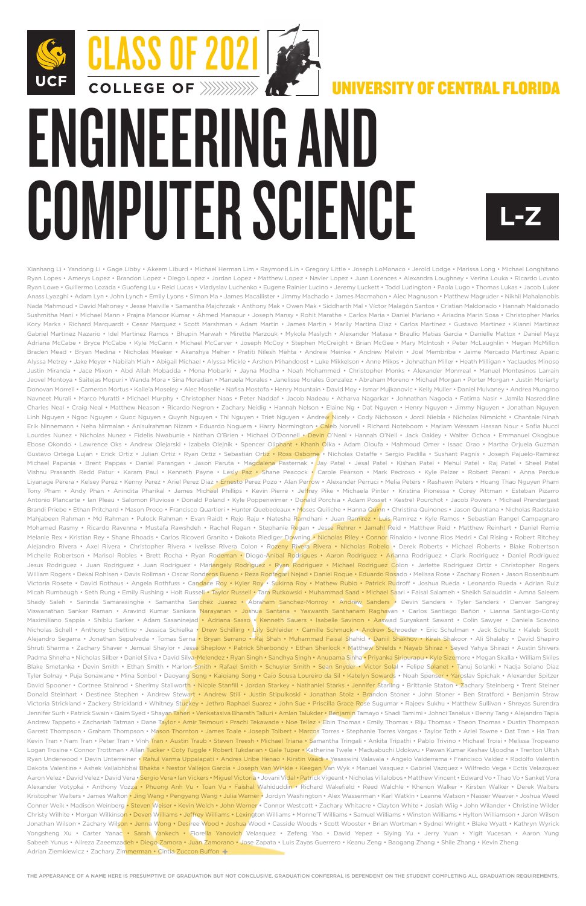# CLASS OF 2021

## COLLEGE OF ENGINEERING AND COMPUTER SCIENCE

UNIVERSITY OF CENTRAL FLORIDA

**L-Z**

Xianhang Li • Yandong Li • Gage Libby • Akeem Liburd • Michael Herman Lim • Raymond Lin • Gregory Little • Joseph LoMonaco • Jerold Lodge • Marissa Long • Michael Longhitano
Ryan Lopes • Amerys Lopez • Brandon Lopez • Diego Lopez • Jordan Lopez • Matthew Lopez • Navier Lopez • Juan Lorences • Alexandra Loughney • Verina Louka • Ricardo Lovato
Ryan Lowe • Guillermo Lozada • Guofeng Lu • Reid Lucas • Vladyslav Luchenko • Eugene Rainier Lucino • Jeremy Luckett • Todd Ludington • Paola Lugo • Thomas Lukas • Jacob Luker
Anass Lyazghi • Adam Lyn • John Lynch • Emily Lyons • Simon Ma • James Macallister • Jimmy Machado • James Macmahon • Alec Magnuson • Matthew Magruder • Nikhil Mahalanobis
Nada Mahmoud • David Mahoney • Jesse Maiville • Samantha Majchrzak • Anthony Mak • Owen Mak • Siddharth Mal • Victor Salvador Maldonado Santos • Cristian Maldonado • Hannah Maldonado
Sushmitha Mani • Michael Mann • Prajna Manoor Kumar • Ahmed Mansour • Joseph Mansy • Rohit Marathe • Carlos Maria • Daniel Mariano • Ariadna Marin Sosa • Christopher Marks
Kory Marks • Richard Marquardt • Cesar Marquez • Scott Marshman • Adam Martin • James Martin • Marily Martina Diaz • Carlos Martinez • Gustavo Martinez • Kianni Martinez
Gabriel Martinez Nazario • Idel Martinez Ramos • Bhupin Marwah • Mirette Marzouk • Mykola Maslych • Alexander Matasa • Braulio Matias Garcia • Danielle Mattox • Daniel Mayz
Adriana McCabe • Bryce McCabe • Kyle McCann • Michael McCarver • Joseph McCoy • Stephen McCreight • Brian McGee • Mary McIntosh • Peter McLaughlin • Megan McMillon
Braden Mead • Bryan Medina • Nicholas Meeker • Akanshya Meher • Pratiti Nilesh Mehta • Andrew Meinke • Andrew Melvin • Joel Membribe • Jaime Mercado Martinez Aparic
Alyssa Metrey • Jake Meyer • Nabilah Miah • Abigail Michael • Alyssa Mickle • Arshon Mihandoost • Luke Mikkelson • Anne Mikos • Johnathan Miller • Heath Milligan • Yaclaudes Minoso
Justin Miranda • Jace Mixon • Abd Allah Mobadda • Mona Mobarki • Jayna Modha • Noah Mohammed • Christopher Monks • Alexander Monrreal • Manuel Montesinos Larrain
Jeovel Montoya • Saitejas Mopuri • Wanda Mora • Sina Moradian • Manuela Morales • Janelisse Morales Gonzalez • Abraham Moreno • Michael Morgan • Porter Morgan • Justin Moriarty
Donovan Morrell • Cameron Mortus • Kaile'a Moseley • Alec Moselle • Nafisa Mostofa • Henry Mountain • David Moy • Ismar Mujkanovic • Kelly Muller • Daniel Mulvaney • Andrea Mungroo
Navneet Murali • Marco Muratti • Michael Murphy • Christopher Naas • Peter Naddaf • Jacob Nadeau • Atharva Nagarkar • Johnathan Nagoda • Fatima Nasir • Jamila Nasreddine
Charles Neal • Craig Neal • Matthew Neason • Ricardo Negron • Zachary Neidig • Hannah Nelson • Elaine Ng • Dat Nguyen • Henry Nguyen • Jimmy Nguyen • Jonathan Nguyen
Linh Nguyen • Ngoc Nguyen • Quoc Nguyen • Quynh Nguyen • Thi Nguyen • Triet Nguyen • Andrew Nicely • Cody Nichoson • Jordi Niebla • Nicholas Nimnicht • Chantale Ninah
Erik Ninnemann • Neha Nirmalan • Anisulrahman Nizam • Eduardo Noguera • Harry Normington • Caleb Norvell • Richard Noteboom • Mariam Wessam Hassan Nour • Sofia Nucci
Lourdes Nunez • Nicholas Nunez • Fidelis Nwabunie • Nathan O'Brien • Michael O'Donnell • Devin O'Neal • Hannah O'Neil • Jack Oakley • Walter Ochoa • Emmanuel Okogbue
Ebose Okondo • Lawrence Oks • Andrew Olejarski • Izabela Olejnik • Spencer Oliphant • Khanh Olka • Adam Oloufa • Mahmoud Omer • Isaac Orao • Martha Orjuela Guzman
Gustavo Ortega Lujan • Erick Ortiz • Julian Ortiz • Ryan Ortiz • Sebastián Ortiz • Ross Osborne • Nicholas Ostaffe • Sergio Padilla • Sushant Pagnis • Joseph Pajuelo-Ramirez
Michael Papania • Brent Pappas • Daniel Parangan • Jason Paruta • Magdalena Pasternak • Jay Patel • Jesal Patel • Kishan Patel • Mehul Patel • Raj Patel • Sheel Patel
Vishnu Prasanth Redd Patur • Karam Paul • Kenneth Payne • Lesly Paz • Shane Peacock • Carole Pearson • Mark Pedroso • Kyle Pelzer • Robert Perani • Anna Perdue
Liyanage Perera • Kelsey Perez • Kenny Perez • Ariel Perez Diaz • Ernesto Perez Pozo • Alan Perlow • Alexander Perrucci • Melia Peters • Rashawn Peters • Hoang Thao Nguyen Pham
Tony Pham • Andy Phan • Anindita Pharikal • James Michael Phillips • Kevin Pierre • Jeffrey Pike • Michaela Pinter • Kristina Pionessa • Corey Pittman • Esteban Pizarro
Antonio Plancarte • Ian Pleau • Salomon Pluviose • Donald Poland • Kyle Poppenwimer • Donald Porchia • Adam Posel • Kestrel Pourchot • Jacob Powers • Michael Prendergast
Brandi Priebe • Ethan Pritchard • Mason Proco • Francisco Quartieri • Hunter Quebedeaux • Moses Quiliche • Hanna Quinn • Christina Quinones • Jason Quintana • Nicholas Radstake
Mahjabeen Rahman • Md Rahman • Pulock Rahman • Evan Raidt • Rejo Raju • Natesha Ramdhani • Juan Ramirez • Luis Ramirez • Kyle Ramos • Sebastian Rangel Campagnaro
Mohamed Rasmy • Ricardo Ravenna • Mustafa Rawshdeh • Rachel Regan • Stephanie Regan • Jesse Rehrer • Jamahl Reid • Matthew Reid • Matthew Reinhart • Daniel Remie
Melanie Rex • Kristian Rey • Shane Rhoads • Carlos Ricoveri Granito • Dakota Riediger Downing • Nicholas Riley • Connor Rinaldo • Ivonne Rios Medri • Cal Rising • Robert Ritchey
Alejandro Rivera • Axel Rivera • Christopher Rivera • Ivelisse Rivera Colon • Rozeny Rivera Rivera • Nicholas Robelo • Derek Roberts • Michael Roberts • Blake Robertson
Michelle Robertson • Marisol Robles • Brett Rocha • Ryan Rodeman • Diogo-Anibal Rodrigues • Aaron Rodriguez • Arianna Rodriguez • Clark Rodriguez • Daniel Rodriguez
Jesus Rodriguez • Juan Rodriguez • Juan Rodriguez • Mariangely Rodriguez • Ryan Rodriguez • Michael Rodriguez Colon • Jarlette Rodriguez Ortiz • Christopher Rogers
William Rogers • Dekai Rohlsen • Davis Rollman • Oscar Ronderos Bueno • Reza Roofegari Nejad • Daniel Roque • Eduardo Rosado • Melissa Rose • Zachary Rosen • Jason Rosenbaum
Victoria Rosete • David Rothaus • Angela Rothfuss • Candace Roy • Kyler Roy • Sukirna Roy • Mathew Rubio • Patrick Rudroff • Joshua Rueda • Leonardo Rueda • Adrian Ruiz
Micah Rumbaugh • Seth Rung • Emily Rushing • Holt Russell • Taylor Russell • Tara Rutkowski • Muhammad Saad • Michael Saari • Faisal Salameh • Sheikh Salauddin • Amna Saleem
Shady Saleh • Sarinda Samarasinghe • Samantha Sanchez Juarez • Abraham Sanchez-Monroy • Andrew Sanders • Devin Sanders • Tyler Sanders • Denver Sangrey
Viswanathan Sankar Raman • Aravind Kumar Sankara Narayanan • Joshua Santana • Yaswanth Santhanam Raghavan • Carlos Santiago Bañón • Lianna Santiago-Conty
Maximiliano Sappia • Shiblu Sarker • Adam Sasaninejad • Adriana Sasso • Kenneth Sauers • Isabelle Savinon • Aaswad Suryakant Sawant • Colin Sawyer • Daniela Scavino
Nicholas Schell • Anthony Schettino • Jessica Schielka • Drew Schilling • Lily Schleider • Camille Schmuck • Andrew Schroeder • Eric Schulman • Jack Schultz • Kaleb Scott
Alejandro Segarra • Jonathan Sepulveda • Tomas Serna • Bryan Serrano • Raj Shah • Muhammad Faisal Shahid • Daniil Shakhov • Kirah Shakoor • Ali Shalaby • David Shapiro
Shruti Sharma • Zachary Shaver • Jemual Shaylor • Jesse Sheplow • Patrick Sherbondy • Ethan Sherlock • Matthew Shields • Nayab Shiraz • Seyed Yahya Shirazi • Austin Shivers
Padma Shneha • Nicholas Silber • Daniel Silva • David Silva-Melendez • Ryan Singh • Sandhya Singh • Anupama Sinha • Priyanka Siripurapu • Kyle Sizemore • Megan Skalla • William Skiles
Blake Smetanka • Devin Smith • Ethan Smith • Marlon Smith • Rafael Smith • Schuyler Smith • Sean Snyder • Victor Solal • Felipe Solanet • Tanuj Solanki • Nadja Solano Diaz
Tyler Solnay • Puja Sonawane • Mina Sonbol • Daoyang Song • Kaiqiang Song • Caio Sousa Loureiro da Sil • Katelyn Sowards • Noah Spenser • Yaroslav Spichak • Alexander Spitzer
David Spooner • Cortnee Stainrod • Sherlmy Stallworth • Nicole Stanfill • Jordan Starkey • Nathaniel Starks • Jennifer Starling • Brittanie Staton • Zachary Steinberg • Trent Steiner
Donald Steinhart • Destinee Stephen • Andrew Stewart • Andrew Still • Justin Stipulkoski • Jonathan Stolz • Brandon Stoner • John Stoner • Ben Stratford • Benjamin Straw
Victoria Strickland • Zackery Strickland • Whitney Stuckey • Jethro Raphael Suarez • John Sue • Priscilla Grace Rose Sugumar • Rajeev Sukhu • Matthew Sullivan • Shreyas Surendra
Jennifer Surh • Patrick Swain • Qaim Syed • Shayan Taheri • Venkatasiva Bharath Talluri • Amlan Talukder • Benjamin Tamayo • Shadi Tamimi • Johnci Tanelus • Benny Tang • Alejandro Tapia
Andrew Tappeto • Zachariah Tatman • Dane Taylor • Amir Teimouri • Prachi Tekawade • Noe Tellez • Ebin Thomas • Emily Thomas • Riju Thomas • Theon Thomas • Dustin Thompson
Garrett Thompson • Graham Thompson • Mason Thornton • James Toale • Joseph Tolbert • Marcos Torres • Stephanie Torres Vargas • Taylor Toth • Ariel Towne • Dat Tran • Ha Tran
Kevin Tran • Nam Tran • Peter Tran • Vinh Tran • Austin Traub • Steven Treesh • Michael Triana • Samantha Tringali • Ankita Tripathi • Pablo Trivino • Michael Troisi • Melissa Tropeano
Logan Trosine • Connor Trottman • Allan Tucker • Coty Tuggle • Robert Tukdarian • Gale Tuper • Katherine Twele • Maduabuchi Udokwu • Pawan Kumar Keshav Ujoodha • Trenton Ultsh
Ryan Underwood • Devin Unterreiner • Rahul Varma Uppalapati • Andres Uribe Henao • Kirstin Vaadi • Yesaswini Valavala • Angelo Valderrama • Francisco Valdez • Rodolfo Valentin
Dakota Valentine • Ashek Vallabhbhai Bhakta • Nestor Vallejos Garcia • Joseph Van Winkle • Keegan Van Wyk • Manuel Vasquez • Gabriel Vazquez • Wilfredo Vega • Ectis Velazquez
Aaron Velez • David Velez • David Vera • Sergio Vera • Ian Vickers • Miguel Victoria • Jovani Vidal • Patrick Vigeant • Nicholas Villalobos • Matthew Vincent • Edward Vo • Thao Vo • Sanket Vora
Alexander Votypka • Anthony Vozza • Phuong Anh Vu • Toan Vu • Faishal Wahiduddin • Richard Wakefield • Reed Walchle • Khenon Walker • Kirsten Walker • Derek Walters
Kristopher Walters • James Walton • Jing Wang • Pengyang Wang • Julia Warner • Jordyn Washington • Alex Wasserman • Karl Watkin • Leanne Watson • Nasser Weaver • Joshua Weed
Conner Weik • Madison Weinberg • Steven Weiser • Kevin Welch • John Werner • Connor Westcott • Zachary Whitacre • Clayton White • Josiah Wiig • John Wilander • Christine Wilder
Christy Wilhite • Morgan Wilkinson • Deven Williams • Jeffrey Williams • Lexington Williams • Monne'T Williams • Samuel Williams • Winston Williams • Hylton Williamson • Jaron Wilson
Jonathan Wilson • Zachary Wilson • Jenna Wong • Desiree Wood • Joshua Wood • Casside Woods • Scott Wooster • Brian Wortman • Sydnei Wright • Blake Wyatt • Kathryn Wyrick
Yongsheng Xu • Carter Yanac • Sarah Yankech • Fiorella Yanovich Velasquez • Zefeng Yao • David Yepez • Siying Yu • Jerry Yuan • Yigit Yucesan • Aaron Yung
Sabeeh Yunus • Alireza Zaeemzadeh • Diego Zamora • Juan Zamorano • Jose Zapata • Luis Zayas Guerrero • Keanu Zeng • Baogang Zhang • Shile Zhang • Kevin Zheng
Adrian Ziemkiewicz • Zachary Zimmerman • Cintia Zuccon Buffon

THE APPEARANCE OF A NAME HERE IS PRESUMPTIVE OF GRADUATION BUT NOT CONCLUSIVE. GRADUATION CONFERRAL IS DEPENDENT ON THE STUDENT COMPLETING ALL GRADUATION REQUIREMENTS.